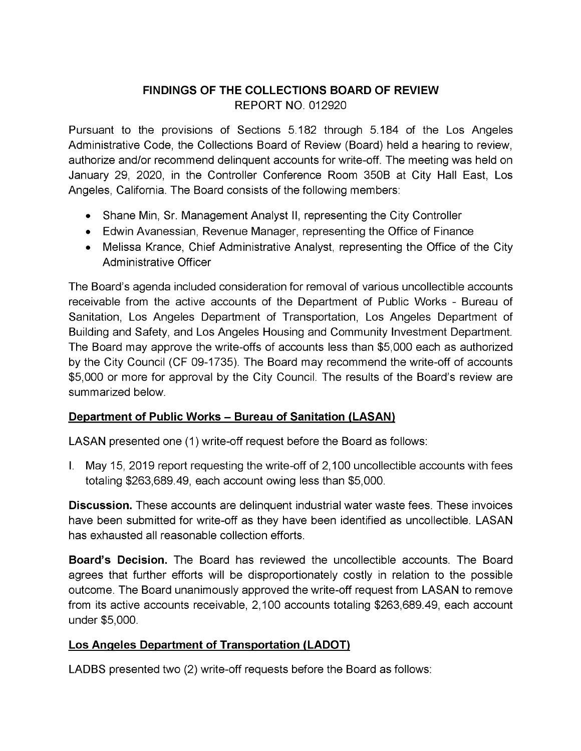# FINDINGS OF THE COLLECTIONS BOARD OF REVIEW

REPORT NO. 012920

Pursuant to the provisions of Sections 5.182 through 5.184 of the Los Angeles Administrative Code, the Collections Board of Review (Board) held a hearing to review, authorize and/or recommend delinquent accounts for write-off. The meeting was held on January 29, 2020, in the Controller Conference Room 350B at City Hall East, Los Angeles, California. The Board consists of the following members:

- Shane Min, Sr. Management Analyst II, representing the City Controller
- Edwin Avanessian, Revenue Manager, representing the Office of Finance
- Melissa Krance, Chief Administrative Analyst, representing the Office of the City Administrative Officer

The Board's agenda included consideration for removal of various uncollectible accounts receivable from the active accounts of the Department of Public Works - Bureau of Sanitation, Los Angeles Department of Transportation, Los Angeles Department of Building and Safety, and Los Angeles Housing and Community Investment Department. The Board may approve the write-offs of accounts less than $5,000 each as authorized by the City Council (CF 09-1735). The Board may recommend the write-off of accounts $5,000 or more for approval by the City Council. The results of the Board's review are summarized below.

## Department of Public Works – Bureau of Sanitation (LASAN)

LASAN presented one (1) write-off request before the Board as follows:

I. May 15, 2019 report requesting the write-off of 2,100 uncollectible accounts with fees totaling $263,689.49, each account owing less than $5,000.

**Discussion.** These accounts are delinquent industrial water waste fees. These invoices have been submitted for write-off as they have been identified as uncollectible. LASAN has exhausted all reasonable collection efforts.

**Board's Decision.** The Board has reviewed the uncollectible accounts. The Board agrees that further efforts will be disproportionately costly in relation to the possible outcome. The Board unanimously approved the write-off request from LASAN to remove from its active accounts receivable, 2,100 accounts totaling $263,689.49, each account under $5,000.

## Los Angeles Department of Transportation (LADOT)

LADBS presented two (2) write-off requests before the Board as follows: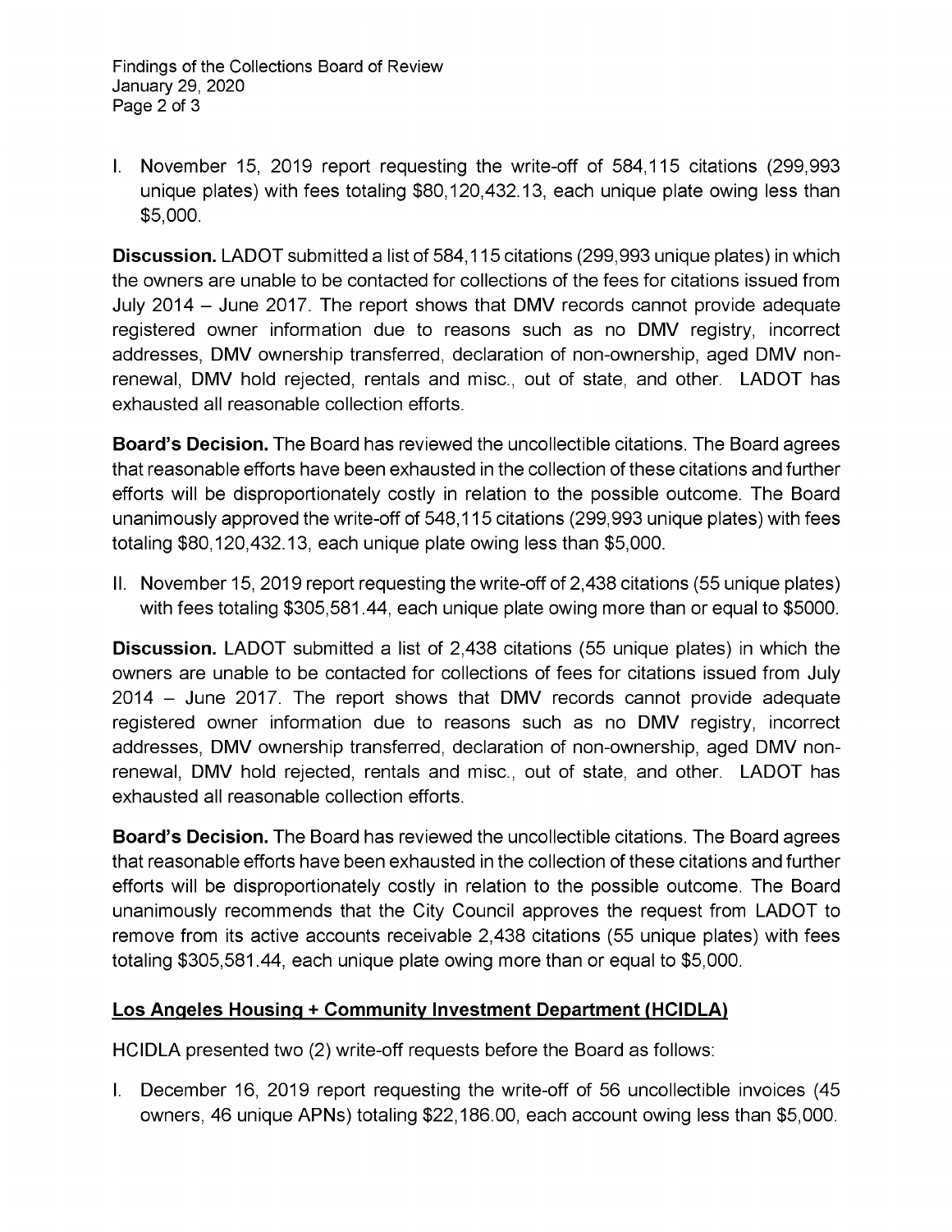I. November 15, 2019 report requesting the write-off of 584,115 citations (299,993 unique plates) with fees totaling $80,120,432.13, each unique plate owing less than $5,000.

**Discussion.** LADOT submitted a list of 584,115 citations (299,993 unique plates) in which the owners are unable to be contacted for collections of the fees for citations issued from July 2014 – June 2017. The report shows that DMV records cannot provide adequate registered owner information due to reasons such as no DMV registry, incorrect addresses, DMV ownership transferred, declaration of non-ownership, aged DMV non-renewal, DMV hold rejected, rentals and misc., out of state, and other. LADOT has exhausted all reasonable collection efforts.

**Board's Decision.** The Board has reviewed the uncollectible citations. The Board agrees that reasonable efforts have been exhausted in the collection of these citations and further efforts will be disproportionately costly in relation to the possible outcome. The Board unanimously approved the write-off of 548,115 citations (299,993 unique plates) with fees totaling $80,120,432.13, each unique plate owing less than $5,000.

II. November 15, 2019 report requesting the write-off of 2,438 citations (55 unique plates) with fees totaling $305,581.44, each unique plate owing more than or equal to $5000.

**Discussion.** LADOT submitted a list of 2,438 citations (55 unique plates) in which the owners are unable to be contacted for collections of fees for citations issued from July 2014 – June 2017. The report shows that DMV records cannot provide adequate registered owner information due to reasons such as no DMV registry, incorrect addresses, DMV ownership transferred, declaration of non-ownership, aged DMV non-renewal, DMV hold rejected, rentals and misc., out of state, and other. LADOT has exhausted all reasonable collection efforts.

**Board's Decision.** The Board has reviewed the uncollectible citations. The Board agrees that reasonable efforts have been exhausted in the collection of these citations and further efforts will be disproportionately costly in relation to the possible outcome. The Board unanimously recommends that the City Council approves the request from LADOT to remove from its active accounts receivable 2,438 citations (55 unique plates) with fees totaling $305,581.44, each unique plate owing more than or equal to $5,000.

**Los Angeles Housing + Community Investment Department (HCIDLA)**

HCIDLA presented two (2) write-off requests before the Board as follows:

I. December 16, 2019 report requesting the write-off of 56 uncollectible invoices (45 owners, 46 unique APNs) totaling $22,186.00, each account owing less than $5,000.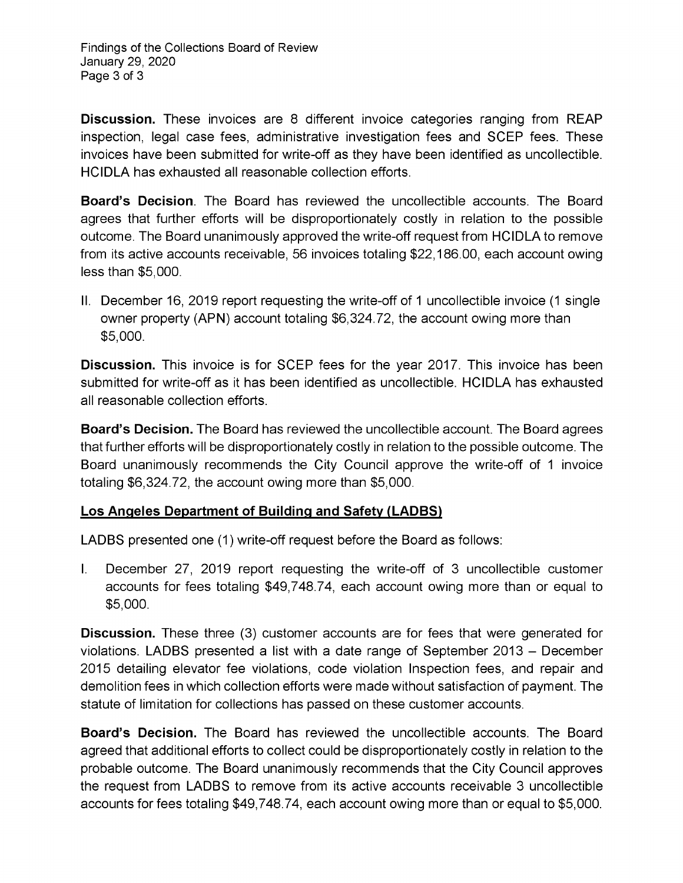**Discussion.** These invoices are 8 different invoice categories ranging from REAP inspection, legal case fees, administrative investigation fees and SCEP fees. These invoices have been submitted for write-off as they have been identified as uncollectible. HCIDLA has exhausted all reasonable collection efforts.

**Board's Decision**. The Board has reviewed the uncollectible accounts. The Board agrees that further efforts will be disproportionately costly in relation to the possible outcome. The Board unanimously approved the write-off request from HCIDLA to remove from its active accounts receivable, 56 invoices totaling $22,186.00, each account owing less than $5,000.

II. December 16, 2019 report requesting the write-off of 1 uncollectible invoice (1 single owner property (APN) account totaling $6,324.72, the account owing more than $5,000.

**Discussion.** This invoice is for SCEP fees for the year 2017. This invoice has been submitted for write-off as it has been identified as uncollectible. HCIDLA has exhausted all reasonable collection efforts.

**Board's Decision.** The Board has reviewed the uncollectible account. The Board agrees that further efforts will be disproportionately costly in relation to the possible outcome. The Board unanimously recommends the City Council approve the write-off of 1 invoice totaling $6,324.72, the account owing more than $5,000.

**Los Angeles Department of Building and Safety (LADBS)**

LADBS presented one (1) write-off request before the Board as follows:

I. December 27, 2019 report requesting the write-off of 3 uncollectible customer accounts for fees totaling $49,748.74, each account owing more than or equal to $5,000.

**Discussion.** These three (3) customer accounts are for fees that were generated for violations. LADBS presented a list with a date range of September 2013 – December 2015 detailing elevator fee violations, code violation Inspection fees, and repair and demolition fees in which collection efforts were made without satisfaction of payment. The statute of limitation for collections has passed on these customer accounts.

**Board's Decision.** The Board has reviewed the uncollectible accounts. The Board agreed that additional efforts to collect could be disproportionately costly in relation to the probable outcome. The Board unanimously recommends that the City Council approves the request from LADBS to remove from its active accounts receivable 3 uncollectible accounts for fees totaling $49,748.74, each account owing more than or equal to $5,000.